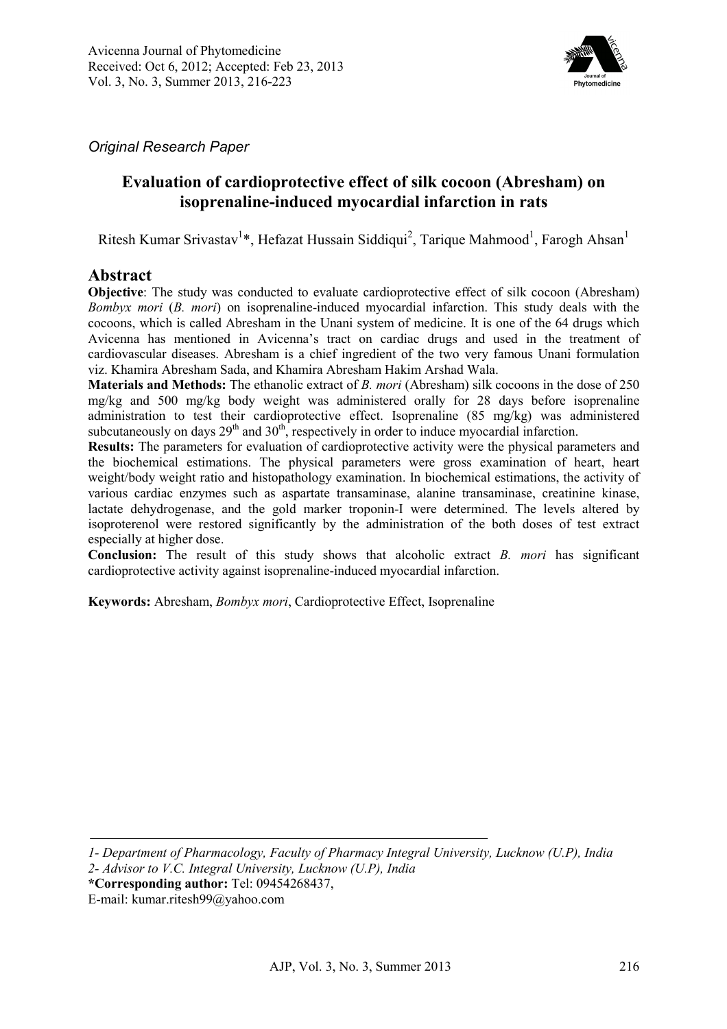*Original Research Paper*

# Evaluation of cardioprotective effect of silk cocoon (Abresham) on isoprenaline-induced myocardial infarction in rats

Ritesh Kumar Srivastav[1]*, Hefazat Hussain Siddiqui[2], Tarique Mahmood[1], Farogh Ahsan[1]

## Abstract

**Objective**: The study was conducted to evaluate cardioprotective effect of silk cocoon (Abresham) *Bombyx mori* (*B. mori*) on isoprenaline-induced myocardial infarction. This study deals with the cocoons, which is called Abresham in the Unani system of medicine. It is one of the 64 drugs which Avicenna has mentioned in Avicenna's tract on cardiac drugs and used in the treatment of cardiovascular diseases. Abresham is a chief ingredient of the two very famous Unani formulation viz. Khamira Abresham Sada, and Khamira Abresham Hakim Arshad Wala.

**Materials and Methods:** The ethanolic extract of *B. mori* (Abresham) silk cocoons in the dose of 250 mg/kg and 500 mg/kg body weight was administered orally for 28 days before isoprenaline administration to test their cardioprotective effect. Isoprenaline (85 mg/kg) was administered subcutaneously on days 29$^{th}$ and 30$^{th}$, respectively in order to induce myocardial infarction.

**Results:** The parameters for evaluation of cardioprotective activity were the physical parameters and the biochemical estimations. The physical parameters were gross examination of heart, heart weight/body weight ratio and histopathology examination. In biochemical estimations, the activity of various cardiac enzymes such as aspartate transaminase, alanine transaminase, creatinine kinase, lactate dehydrogenase, and the gold marker troponin-I were determined. The levels altered by isoproterenol were restored significantly by the administration of the both doses of test extract especially at higher dose.

**Conclusion:** The result of this study shows that alcoholic extract *B. mori* has significant cardioprotective activity against isoprenaline-induced myocardial infarction.

**Keywords:** Abresham, *Bombyx mori*, Cardioprotective Effect, Isoprenaline

---

*1- Department of Pharmacology, Faculty of Pharmacy Integral University, Lucknow (U.P), India*
*2- Advisor to V.C. Integral University, Lucknow (U.P), India*
**\*Corresponding author:** Tel: 09454268437,
E-mail: kumar.ritesh99@yahoo.com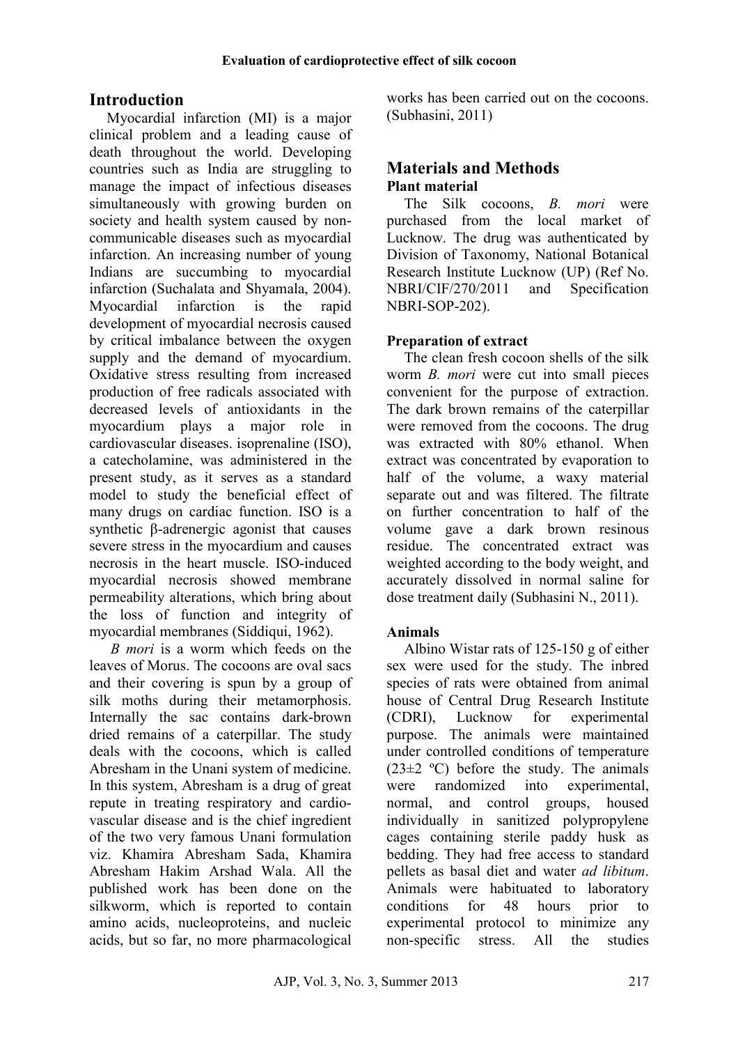## Introduction

Myocardial infarction (MI) is a major clinical problem and a leading cause of death throughout the world. Developing countries such as India are struggling to manage the impact of infectious diseases simultaneously with growing burden on society and health system caused by non-communicable diseases such as myocardial infarction. An increasing number of young Indians are succumbing to myocardial infarction (Suchalata and Shyamala, 2004). Myocardial infarction is the rapid development of myocardial necrosis caused by critical imbalance between the oxygen supply and the demand of myocardium. Oxidative stress resulting from increased production of free radicals associated with decreased levels of antioxidants in the myocardium plays a major role in cardiovascular diseases. isoprenaline (ISO), a catecholamine, was administered in the present study, as it serves as a standard model to study the beneficial effect of many drugs on cardiac function. ISO is a synthetic β-adrenergic agonist that causes severe stress in the myocardium and causes necrosis in the heart muscle. ISO-induced myocardial necrosis showed membrane permeability alterations, which bring about the loss of function and integrity of myocardial membranes (Siddiqui, 1962).

*B mori* is a worm which feeds on the leaves of Morus. The cocoons are oval sacs and their covering is spun by a group of silk moths during their metamorphosis. Internally the sac contains dark-brown dried remains of a caterpillar. The study deals with the cocoons, which is called Abresham in the Unani system of medicine. In this system, Abresham is a drug of great repute in treating respiratory and cardio-vascular disease and is the chief ingredient of the two very famous Unani formulation viz. Khamira Abresham Sada, Khamira Abresham Hakim Arshad Wala. All the published work has been done on the silkworm, which is reported to contain amino acids, nucleoproteins, and nucleic acids, but so far, no more pharmacological works has been carried out on the cocoons. (Subhasini, 2011)

## Materials and Methods

### Plant material

The Silk cocoons, *B. mori* were purchased from the local market of Lucknow. The drug was authenticated by Division of Taxonomy, National Botanical Research Institute Lucknow (UP) (Ref No. NBRI/CIF/270/2011 and Specification NBRI-SOP-202).

### Preparation of extract

The clean fresh cocoon shells of the silk worm *B. mori* were cut into small pieces convenient for the purpose of extraction. The dark brown remains of the caterpillar were removed from the cocoons. The drug was extracted with 80% ethanol. When extract was concentrated by evaporation to half of the volume, a waxy material separate out and was filtered. The filtrate on further concentration to half of the volume gave a dark brown resinous residue. The concentrated extract was weighted according to the body weight, and accurately dissolved in normal saline for dose treatment daily (Subhasini N., 2011).

### Animals

Albino Wistar rats of 125-150 g of either sex were used for the study. The inbred species of rats were obtained from animal house of Central Drug Research Institute (CDRI), Lucknow for experimental purpose. The animals were maintained under controlled conditions of temperature (23±2 ºC) before the study. The animals were randomized into experimental, normal, and control groups, housed individually in sanitized polypropylene cages containing sterile paddy husk as bedding. They had free access to standard pellets as basal diet and water *ad libitum*. Animals were habituated to laboratory conditions for 48 hours prior to experimental protocol to minimize any non-specific stress. All the studies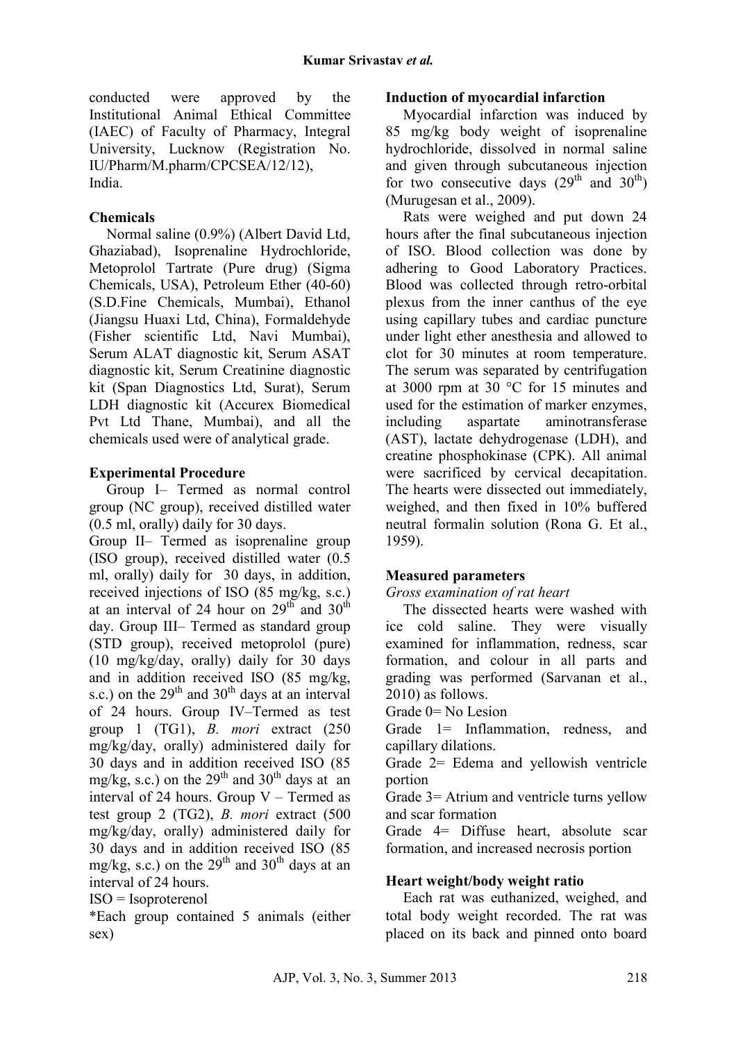conducted were approved by the Institutional Animal Ethical Committee (IAEC) of Faculty of Pharmacy, Integral University, Lucknow (Registration No. IU/Pharm/M.pharm/CPCSEA/12/12), India.

### Chemicals

Normal saline (0.9%) (Albert David Ltd, Ghaziabad), Isoprenaline Hydrochloride, Metoprolol Tartrate (Pure drug) (Sigma Chemicals, USA), Petroleum Ether (40-60) (S.D.Fine Chemicals, Mumbai), Ethanol (Jiangsu Huaxi Ltd, China), Formaldehyde (Fisher scientific Ltd, Navi Mumbai), Serum ALAT diagnostic kit, Serum ASAT diagnostic kit, Serum Creatinine diagnostic kit (Span Diagnostics Ltd, Surat), Serum LDH diagnostic kit (Accurex Biomedical Pvt Ltd Thane, Mumbai), and all the chemicals used were of analytical grade.

### Experimental Procedure

Group I– Termed as normal control group (NC group), received distilled water (0.5 ml, orally) daily for 30 days.

Group II– Termed as isoprenaline group (ISO group), received distilled water (0.5 ml, orally) daily for 30 days, in addition, received injections of ISO (85 mg/kg, s.c.) at an interval of 24 hour on 29$^{th}$ and 30$^{th}$ day. Group III– Termed as standard group (STD group), received metoprolol (pure) (10 mg/kg/day, orally) daily for 30 days and in addition received ISO (85 mg/kg, s.c.) on the 29$^{th}$ and 30$^{th}$ days at an interval of 24 hours. Group IV–Termed as test group 1 (TG1), *B. mori* extract (250 mg/kg/day, orally) administered daily for 30 days and in addition received ISO (85 mg/kg, s.c.) on the 29$^{th}$ and 30$^{th}$ days at an interval of 24 hours. Group V – Termed as test group 2 (TG2), *B. mori* extract (500 mg/kg/day, orally) administered daily for 30 days and in addition received ISO (85 mg/kg, s.c.) on the 29$^{th}$ and 30$^{th}$ days at an interval of 24 hours.

ISO = Isoproterenol

*Each group contained 5 animals (either sex)

### Induction of myocardial infarction

Myocardial infarction was induced by 85 mg/kg body weight of isoprenaline hydrochloride, dissolved in normal saline and given through subcutaneous injection for two consecutive days (29$^{th}$ and 30$^{th}$) (Murugesan et al., 2009).

Rats were weighed and put down 24 hours after the final subcutaneous injection of ISO. Blood collection was done by adhering to Good Laboratory Practices. Blood was collected through retro-orbital plexus from the inner canthus of the eye using capillary tubes and cardiac puncture under light ether anesthesia and allowed to clot for 30 minutes at room temperature. The serum was separated by centrifugation at 3000 rpm at 30 °C for 15 minutes and used for the estimation of marker enzymes, including aspartate aminotransferase (AST), lactate dehydrogenase (LDH), and creatine phosphokinase (CPK). All animal were sacrificed by cervical decapitation. The hearts were dissected out immediately, weighed, and then fixed in 10% buffered neutral formalin solution (Rona G. Et al., 1959).

### Measured parameters

*Gross examination of rat heart*

The dissected hearts were washed with ice cold saline. They were visually examined for inflammation, redness, scar formation, and colour in all parts and grading was performed (Sarvanan et al., 2010) as follows.

Grade 0= No Lesion

Grade 1= Inflammation, redness, and capillary dilations.

Grade 2= Edema and yellowish ventricle portion

Grade 3= Atrium and ventricle turns yellow and scar formation

Grade 4= Diffuse heart, absolute scar formation, and increased necrosis portion

### Heart weight/body weight ratio

Each rat was euthanized, weighed, and total body weight recorded. The rat was placed on its back and pinned onto board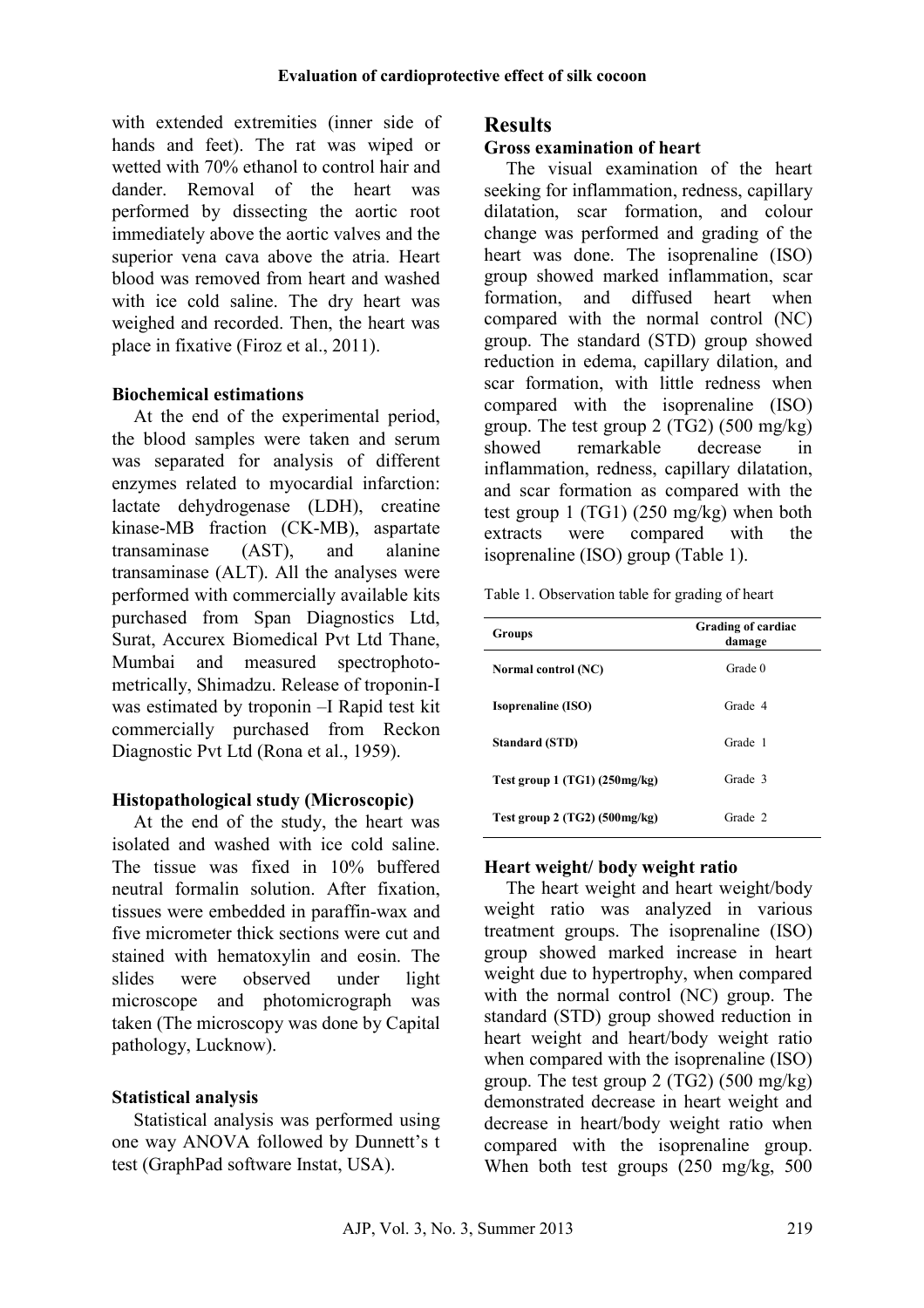with extended extremities (inner side of hands and feet). The rat was wiped or wetted with 70% ethanol to control hair and dander. Removal of the heart was performed by dissecting the aortic root immediately above the aortic valves and the superior vena cava above the atria. Heart blood was removed from heart and washed with ice cold saline. The dry heart was weighed and recorded. Then, the heart was place in fixative (Firoz et al., 2011).

### Biochemical estimations

At the end of the experimental period, the blood samples were taken and serum was separated for analysis of different enzymes related to myocardial infarction: lactate dehydrogenase (LDH), creatine kinase-MB fraction (CK-MB), aspartate transaminase (AST), and alanine transaminase (ALT). All the analyses were performed with commercially available kits purchased from Span Diagnostics Ltd, Surat, Accurex Biomedical Pvt Ltd Thane, Mumbai and measured spectrophotometrically, Shimadzu. Release of troponin-I was estimated by troponin –I Rapid test kit commercially purchased from Reckon Diagnostic Pvt Ltd (Rona et al., 1959).

### Histopathological study (Microscopic)

At the end of the study, the heart was isolated and washed with ice cold saline. The tissue was fixed in 10% buffered neutral formalin solution. After fixation, tissues were embedded in paraffin-wax and five micrometer thick sections were cut and stained with hematoxylin and eosin. The slides were observed under light microscope and photomicrograph was taken (The microscopy was done by Capital pathology, Lucknow).

### Statistical analysis

Statistical analysis was performed using one way ANOVA followed by Dunnett's t test (GraphPad software Instat, USA).

## Results

### Gross examination of heart

The visual examination of the heart seeking for inflammation, redness, capillary dilatation, scar formation, and colour change was performed and grading of the heart was done. The isoprenaline (ISO) group showed marked inflammation, scar formation, and diffused heart when compared with the normal control (NC) group. The standard (STD) group showed reduction in edema, capillary dilation, and scar formation, with little redness when compared with the isoprenaline (ISO) group. The test group 2 (TG2) (500 mg/kg) showed remarkable decrease in inflammation, redness, capillary dilatation, and scar formation as compared with the test group 1 (TG1) (250 mg/kg) when both extracts were compared with the isoprenaline (ISO) group (Table 1).

Table 1. Observation table for grading of heart

| Groups | Grading of cardiac damage |
|---|---|
| **Normal control (NC)** | Grade 0 |
| **Isoprenaline (ISO)** | Grade 4 |
| **Standard (STD)** | Grade 1 |
| **Test group 1 (TG1) (250mg/kg)** | Grade 3 |
| **Test group 2 (TG2) (500mg/kg)** | Grade 2 |

### Heart weight/ body weight ratio

The heart weight and heart weight/body weight ratio was analyzed in various treatment groups. The isoprenaline (ISO) group showed marked increase in heart weight due to hypertrophy, when compared with the normal control (NC) group. The standard (STD) group showed reduction in heart weight and heart/body weight ratio when compared with the isoprenaline (ISO) group. The test group 2 (TG2) (500 mg/kg) demonstrated decrease in heart weight and decrease in heart/body weight ratio when compared with the isoprenaline group. When both test groups (250 mg/kg, 500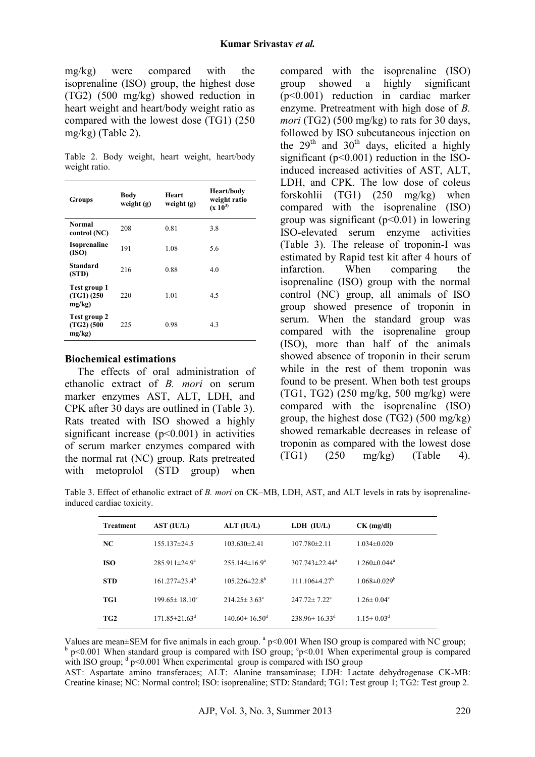mg/kg) were compared with the isoprenaline (ISO) group, the highest dose (TG2) (500 mg/kg) showed reduction in heart weight and heart/body weight ratio as compared with the lowest dose (TG1) (250 mg/kg) (Table 2).

Table 2. Body weight, heart weight, heart/body weight ratio.

| Groups | Body weight (g) | Heart weight (g) | Heart/body weight ratio (x $10^3$) |
|---|---|---|---|
| **Normal control (NC)** | 208 | 0.81 | 3.8 |
| **Isoprenaline (ISO)** | 191 | 1.08 | 5.6 |
| **Standard (STD)** | 216 | 0.88 | 4.0 |
| **Test group 1 (TG1) (250 mg/kg)** | 220 | 1.01 | 4.5 |
| **Test group 2 (TG2) (500 mg/kg)** | 225 | 0.98 | 4.3 |

### Biochemical estimations

The effects of oral administration of ethanolic extract of *B. mori* on serum marker enzymes AST, ALT, LDH, and CPK after 30 days are outlined in (Table 3). Rats treated with ISO showed a highly significant increase ($p<0.001$) in activities of serum marker enzymes compared with the normal rat (NC) group. Rats pretreated with metoprolol (STD group) when compared with the isoprenaline (ISO) group showed a highly significant ($p<0.001$) reduction in cardiac marker enzyme. Pretreatment with high dose of *B. mori* (TG2) (500 mg/kg) to rats for 30 days, followed by ISO subcutaneous injection on the 29th and 30th days, elicited a highly significant ($p<0.001$) reduction in the ISO-induced increased activities of AST, ALT, LDH, and CPK. The low dose of coleus forskohlii (TG1) (250 mg/kg) when compared with the isoprenaline (ISO) group was significant ($p<0.01$) in lowering ISO-elevated serum enzyme activities (Table 3). The release of troponin-I was estimated by Rapid test kit after 4 hours of infarction. When comparing the isoprenaline (ISO) group with the normal control (NC) group, all animals of ISO group showed presence of troponin in serum. When the standard group was compared with the isoprenaline group (ISO), more than half of the animals showed absence of troponin in their serum while in the rest of them troponin was found to be present. When both test groups (TG1, TG2) (250 mg/kg, 500 mg/kg) were compared with the isoprenaline (ISO) group, the highest dose (TG2) (500 mg/kg) showed remarkable decreases in release of troponin as compared with the lowest dose (TG1) (250 mg/kg) (Table 4).

Table 3. Effect of ethanolic extract of *B. mori* on CK–MB, LDH, AST, and ALT levels in rats by isoprenaline-induced cardiac toxicity.

| Treatment | AST (IU/L) | ALT (IU/L) | LDH (IU/L) | CK (mg/dl) |
|---|---|---|---|---|
| **NC** | 155.137±24.5 | 103.630±2.41 | 107.780±2.11 | 1.034±0.020 |
| **ISO** | 285.911±24.9[a] | 255.144±16.9[a] | 307.743±22.44[a] | 1.260±0.044[a] |
| **STD** | 161.277±23.4[b] | 105.226±22.8[b] | 111.106±4.27[b] | 1.068±0.029[b] |
| **TG1** | 199.65± 18.10[c] | 214.25± 3.63[c] | 247.72± 7.22[c] | 1.26± 0.04[c] |
| **TG2** | 171.85±21.63[d] | 140.60± 16.50[d] | 238.96± 16.33[d] | 1.15± 0.03[d] |

Values are mean±SEM for five animals in each group. [a] $p<0.001$ When ISO group is compared with NC group; [b] $p<0.001$ When standard group is compared with ISO group; [c] $p<0.01$ When experimental group is compared with ISO group; [d] $p<0.001$ When experimental group is compared with ISO group

AST: Aspartate amino transferaces; ALT: Alanine transaminase; LDH: Lactate dehydrogenase CK-MB: Creatine kinase; NC: Normal control; ISO: isoprenaline; STD: Standard; TG1: Test group 1; TG2: Test group 2.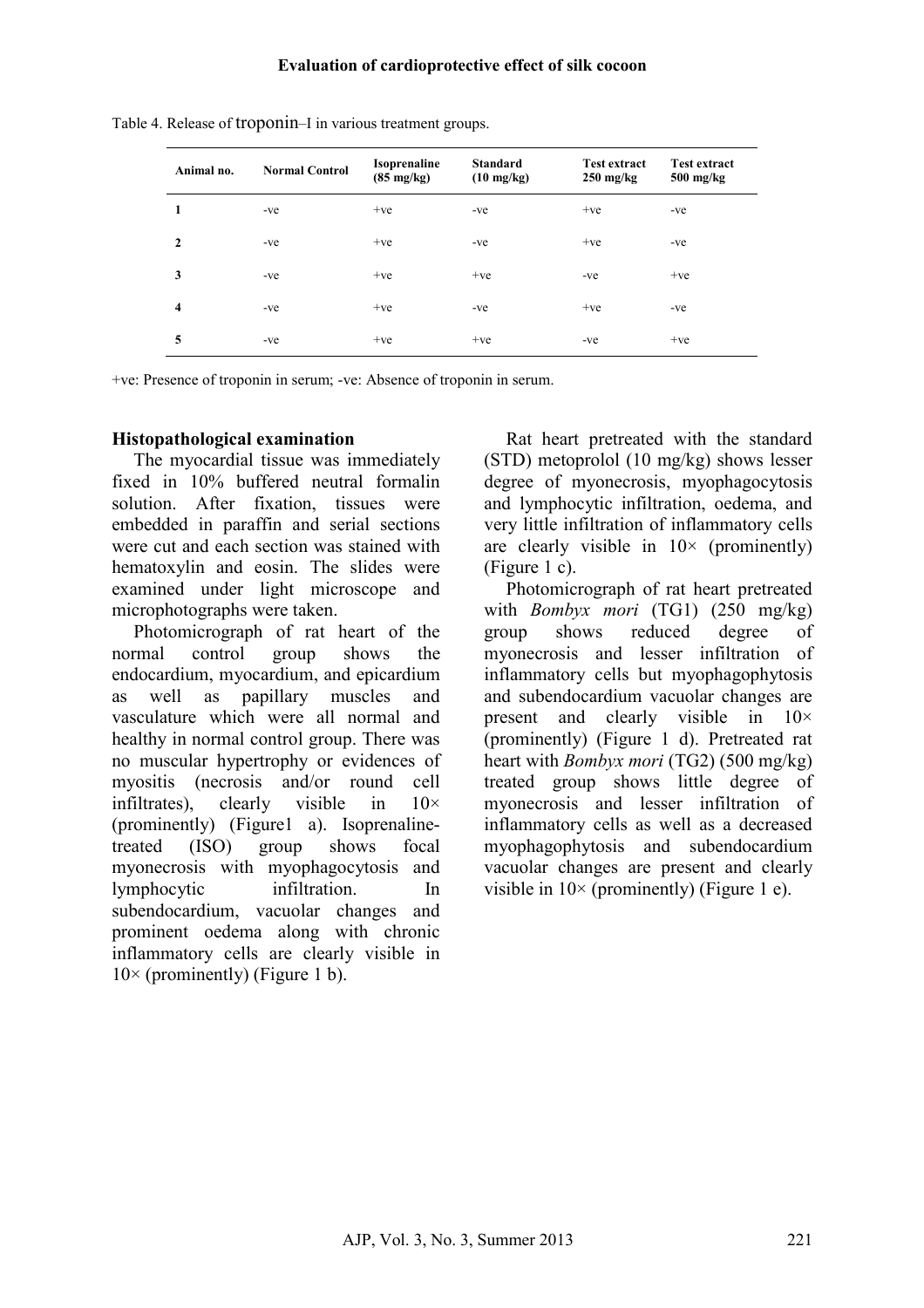Table 4. Release of troponin–I in various treatment groups.

| Animal no. | Normal Control | Isoprenaline (85 mg/kg) | Standard (10 mg/kg) | Test extract 250 mg/kg | Test extract 500 mg/kg |
|---|---|---|---|---|---|
| 1 | -ve | +ve | -ve | +ve | -ve |
| 2 | -ve | +ve | -ve | +ve | -ve |
| 3 | -ve | +ve | +ve | -ve | +ve |
| 4 | -ve | +ve | -ve | +ve | -ve |
| 5 | -ve | +ve | +ve | -ve | +ve |

+ve: Presence of troponin in serum; -ve: Absence of troponin in serum.

### Histopathological examination

The myocardial tissue was immediately fixed in 10% buffered neutral formalin solution. After fixation, tissues were embedded in paraffin and serial sections were cut and each section was stained with hematoxylin and eosin. The slides were examined under light microscope and microphotographs were taken.

Photomicrograph of rat heart of the normal control group shows the endocardium, myocardium, and epicardium as well as papillary muscles and vasculature which were all normal and healthy in normal control group. There was no muscular hypertrophy or evidences of myositis (necrosis and/or round cell infiltrates), clearly visible in 10× (prominently) (Figure1 a). Isoprenaline-treated (ISO) group shows focal myonecrosis with myophagocytosis and lymphocytic infiltration. In subendocardium, vacuolar changes and prominent oedema along with chronic inflammatory cells are clearly visible in 10× (prominently) (Figure 1 b).

Rat heart pretreated with the standard (STD) metoprolol (10 mg/kg) shows lesser degree of myonecrosis, myophagocytosis and lymphocytic infiltration, oedema, and very little infiltration of inflammatory cells are clearly visible in 10× (prominently) (Figure 1 c).

Photomicrograph of rat heart pretreated with *Bombyx mori* (TG1) (250 mg/kg) group shows reduced degree of myonecrosis and lesser infiltration of inflammatory cells but myophagophytosis and subendocardium vacuolar changes are present and clearly visible in 10× (prominently) (Figure 1 d). Pretreated rat heart with *Bombyx mori* (TG2) (500 mg/kg) treated group shows little degree of myonecrosis and lesser infiltration of inflammatory cells as well as a decreased myophagophytosis and subendocardium vacuolar changes are present and clearly visible in 10× (prominently) (Figure 1 e).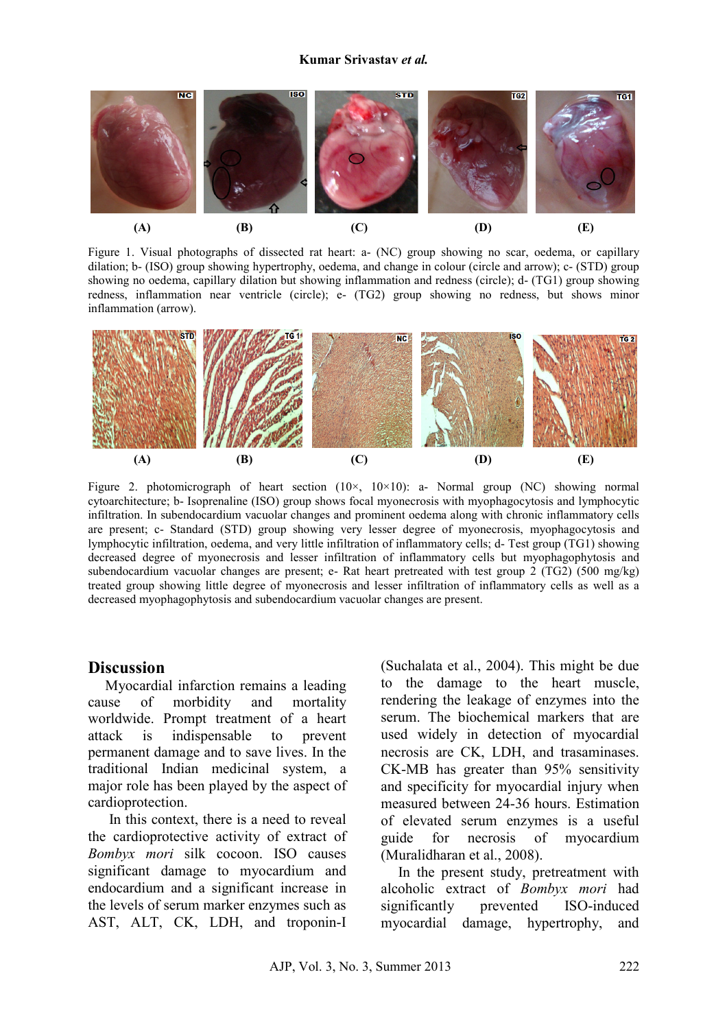Figure 1. Visual photographs of dissected rat heart: a- (NC) group showing no scar, oedema, or capillary dilation; b- (ISO) group showing hypertrophy, oedema, and change in colour (circle and arrow); c- (STD) group showing no oedema, capillary dilation but showing inflammation and redness (circle); d- (TG1) group showing redness, inflammation near ventricle (circle); e- (TG2) group showing no redness, but shows minor inflammation (arrow).

Figure 2. photomicrograph of heart section (10×, 10×10): a- Normal group (NC) showing normal cytoarchitecture; b- Isoprenaline (ISO) group shows focal myonecrosis with myophagocytosis and lymphocytic infiltration. In subendocardium vacuolar changes and prominent oedema along with chronic inflammatory cells are present; c- Standard (STD) group showing very lesser degree of myonecrosis, myophagocytosis and lymphocytic infiltration, oedema, and very little infiltration of inflammatory cells; d- Test group (TG1) showing decreased degree of myonecrosis and lesser infiltration of inflammatory cells but myophagophytosis and subendocardium vacuolar changes are present; e- Rat heart pretreated with test group 2 (TG2) (500 mg/kg) treated group showing little degree of myonecrosis and lesser infiltration of inflammatory cells as well as a decreased myophagophytosis and subendocardium vacuolar changes are present.

## Discussion

Myocardial infarction remains a leading cause of morbidity and mortality worldwide. Prompt treatment of a heart attack is indispensable to prevent permanent damage and to save lives. In the traditional Indian medicinal system, a major role has been played by the aspect of cardioprotection.

In this context, there is a need to reveal the cardioprotective activity of extract of *Bombyx mori* silk cocoon. ISO causes significant damage to myocardium and endocardium and a significant increase in the levels of serum marker enzymes such as AST, ALT, CK, LDH, and troponin-I (Suchalata et al., 2004). This might be due to the damage to the heart muscle, rendering the leakage of enzymes into the serum. The biochemical markers that are used widely in detection of myocardial necrosis are CK, LDH, and trasaminases. CK-MB has greater than 95% sensitivity and specificity for myocardial injury when measured between 24-36 hours. Estimation of elevated serum enzymes is a useful guide for necrosis of myocardium (Muralidharan et al., 2008).

In the present study, pretreatment with alcoholic extract of *Bombyx mori* had significantly prevented ISO-induced myocardial damage, hypertrophy, and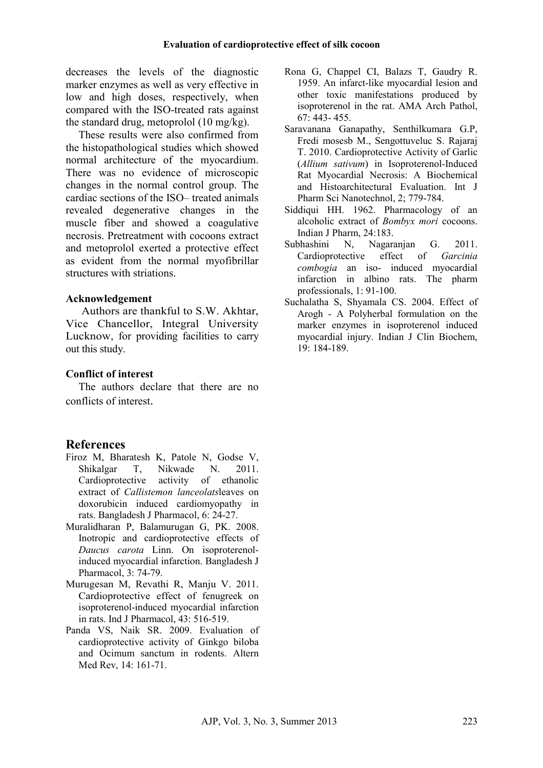decreases the levels of the diagnostic marker enzymes as well as very effective in low and high doses, respectively, when compared with the ISO-treated rats against the standard drug, metoprolol (10 mg/kg).

These results were also confirmed from the histopathological studies which showed normal architecture of the myocardium. There was no evidence of microscopic changes in the normal control group. The cardiac sections of the ISO– treated animals revealed degenerative changes in the muscle fiber and showed a coagulative necrosis. Pretreatment with cocoons extract and metoprolol exerted a protective effect as evident from the normal myofibrillar structures with striations.

#### Acknowledgement

Authors are thankful to S.W. Akhtar, Vice Chancellor, Integral University Lucknow, for providing facilities to carry out this study.

#### Conflict of interest

The authors declare that there are no conflicts of interest.

## References

Firoz M, Bharatesh K, Patole N, Godse V, Shikalgar T, Nikwade N. 2011. Cardioprotective activity of ethanolic extract of *Callistemon lanceolats*leaves on doxorubicin induced cardiomyopathy in rats. Bangladesh J Pharmacol, 6: 24-27.

Muralidharan P, Balamurugan G, PK. 2008. Inotropic and cardioprotective effects of *Daucus carota* Linn. On isoproterenol-induced myocardial infarction. Bangladesh J Pharmacol, 3: 74-79.

Murugesan M, Revathi R, Manju V. 2011. Cardioprotective effect of fenugreek on isoproterenol-induced myocardial infarction in rats. Ind J Pharmacol, 43: 516-519.

Panda VS, Naik SR. 2009. Evaluation of cardioprotective activity of Ginkgo biloba and Ocimum sanctum in rodents. Altern Med Rev, 14: 161-71.

Rona G, Chappel CI, Balazs T, Gaudry R. 1959. An infarct-like myocardial lesion and other toxic manifestations produced by isoproterenol in the rat. AMA Arch Pathol, 67: 443- 455.

Saravanana Ganapathy, Senthilkumara G.P, Fredi mosesb M., Sengottuveluc S. Rajaraj T. 2010. Cardioprotective Activity of Garlic (*Allium sativum*) in Isoproterenol-Induced Rat Myocardial Necrosis: A Biochemical and Histoarchitectural Evaluation. Int J Pharm Sci Nanotechnol, 2; 779-784.

Siddiqui HH. 1962. Pharmacology of an alcoholic extract of *Bombyx mori* cocoons. Indian J Pharm, 24:183.

Subhashini N, Nagaranjan G. 2011. Cardioprotective effect of *Garcinia combogia* an iso- induced myocardial infarction in albino rats. The pharm professionals, 1: 91-100.

Suchalatha S, Shyamala CS. 2004. Effect of Arogh - A Polyherbal formulation on the marker enzymes in isoproterenol induced myocardial injury. Indian J Clin Biochem, 19: 184-189.